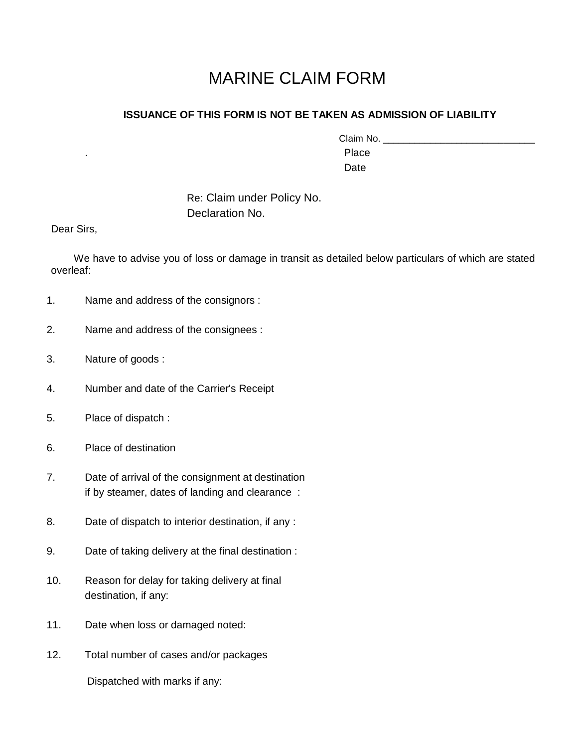# MARINE CLAIM FORM

**ISSUANCE OF THIS FORM IS NOT BE TAKEN AS ADMISSION OF LIABILITY**

Claim No. ____________________________

.

Place

Date

Re: Claim under Policy No.

Declaration No.

Dear Sirs,

We have to advise you of loss or damage in transit as detailed below particulars of which are stated overleaf:

1. Name and address of the consignors :

2. Name and address of the consignees :

3. Nature of goods :

4. Number and date of the Carrier's Receipt

5. Place of dispatch :

6. Place of destination

7. Date of arrival of the consignment at destination if by steamer, dates of landing and clearance :

8. Date of dispatch to interior destination, if any :

9. Date of taking delivery at the final destination :

10. Reason for delay for taking delivery at final destination, if any:

11. Date when loss or damaged noted:

12. Total number of cases and/or packages

    Dispatched with marks if any: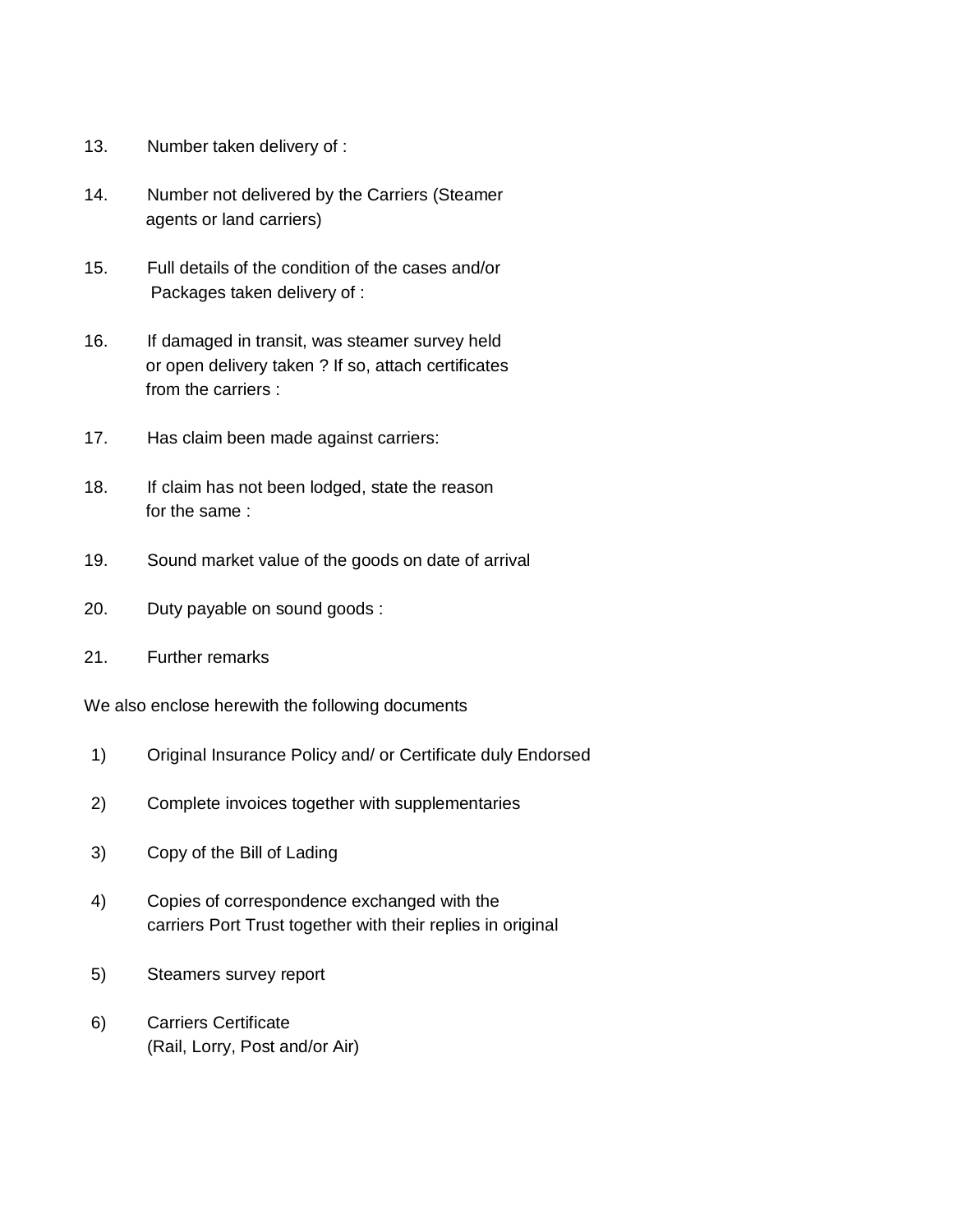13. Number taken delivery of :

14. Number not delivered by the Carriers (Steamer agents or land carriers)

15. Full details of the condition of the cases and/or Packages taken delivery of :

16. If damaged in transit, was steamer survey held or open delivery taken ? If so, attach certificates from the carriers :

17. Has claim been made against carriers:

18. If claim has not been lodged, state the reason for the same :

19. Sound market value of the goods on date of arrival

20. Duty payable on sound goods :

21. Further remarks

We also enclose herewith the following documents

1) Original Insurance Policy and/ or Certificate duly Endorsed

2) Complete invoices together with supplementaries

3) Copy of the Bill of Lading

4) Copies of correspondence exchanged with the carriers Port Trust together with their replies in original

5) Steamers survey report

6) Carriers Certificate (Rail, Lorry, Post and/or Air)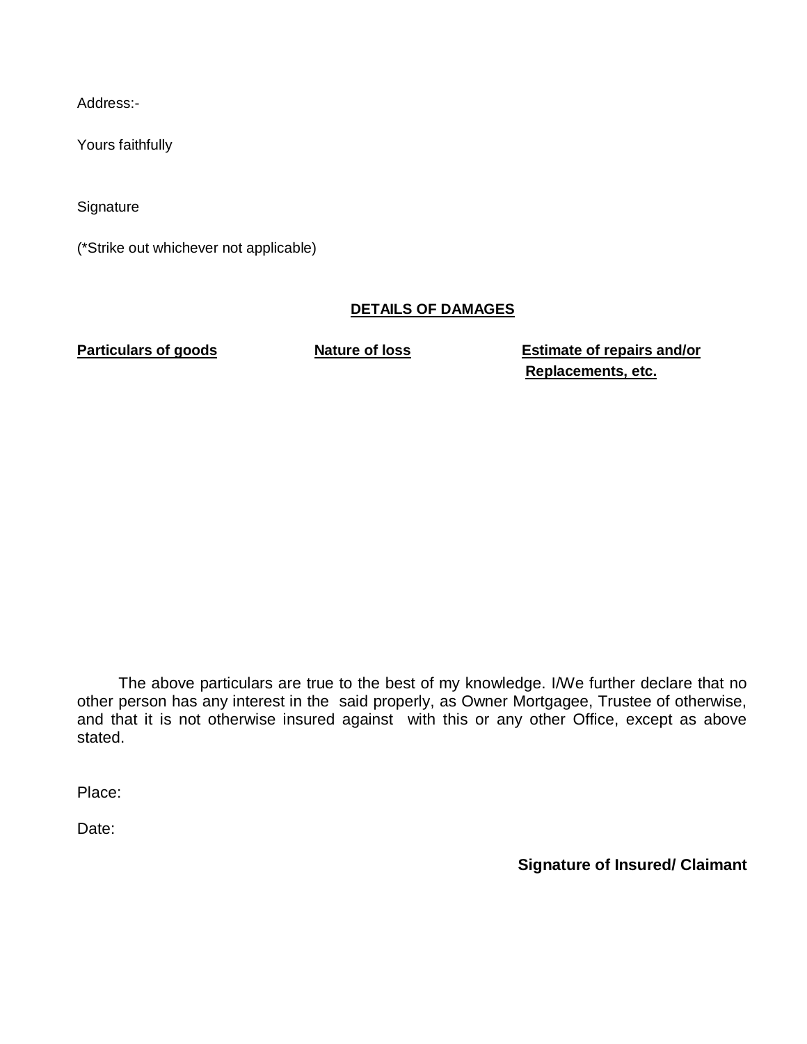Address:-

Yours faithfully

Signature

(*Strike out whichever not applicable)

**DETAILS OF DAMAGES**

| **Particulars of goods** | **Nature of loss** | **Estimate of repairs and/or Replacements, etc.** |
| --- | --- | --- |

The above particulars are true to the best of my knowledge. I/We further declare that no other person has any interest in the said properly, as Owner Mortgagee, Trustee of otherwise, and that it is not otherwise insured against with this or any other Office, except as above stated.

Place:

Date:

**Signature of Insured/ Claimant**